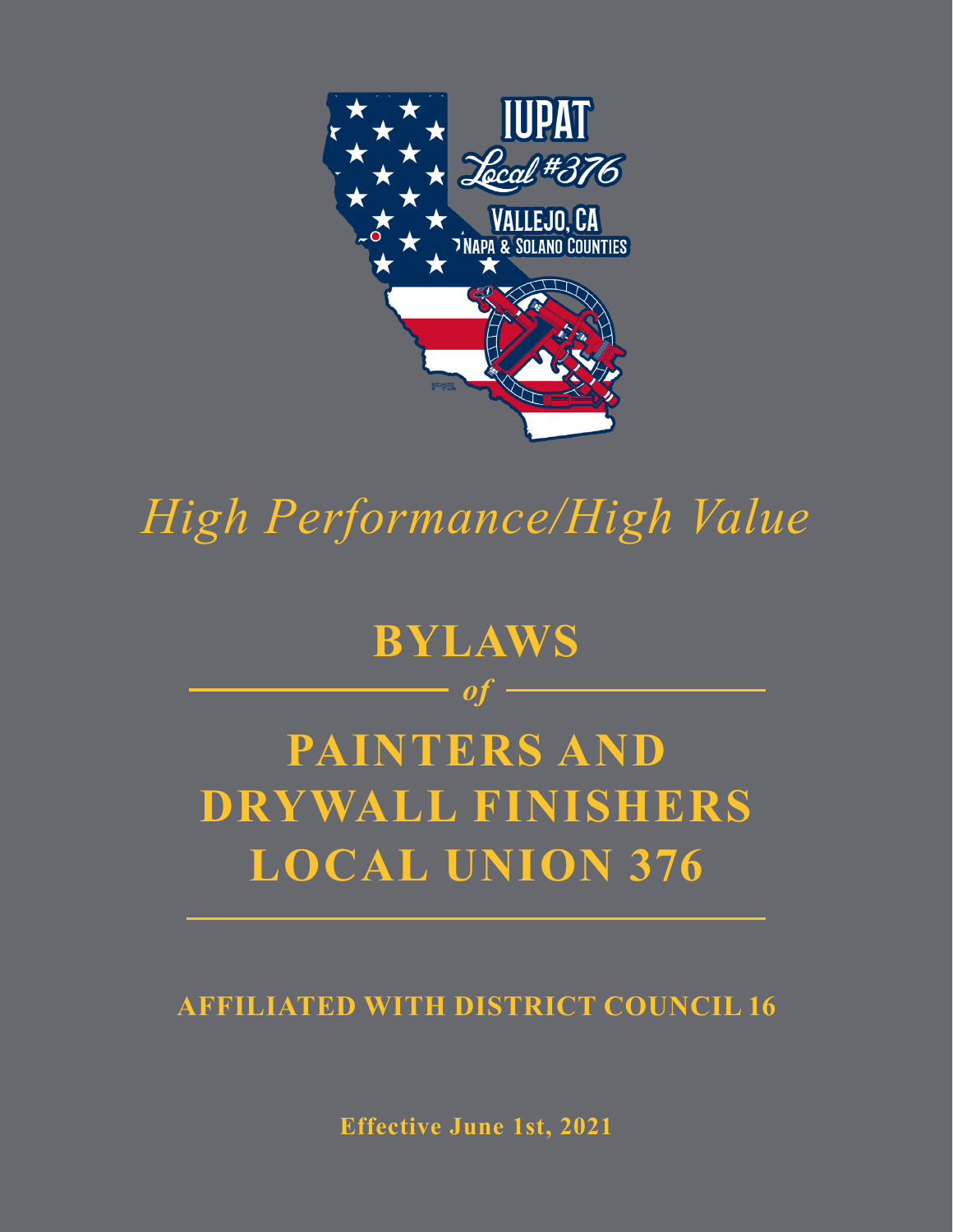IUPAT

Local #376

VALLEJO, CA

NAPA & SOLANO COUNTIES

*High Performance/High Value*

# BYLAWS

*of*

# PAINTERS AND DRYWALL FINISHERS LOCAL UNION 376

**AFFILIATED WITH DISTRICT COUNCIL 16**

**Effective June 1st, 2021**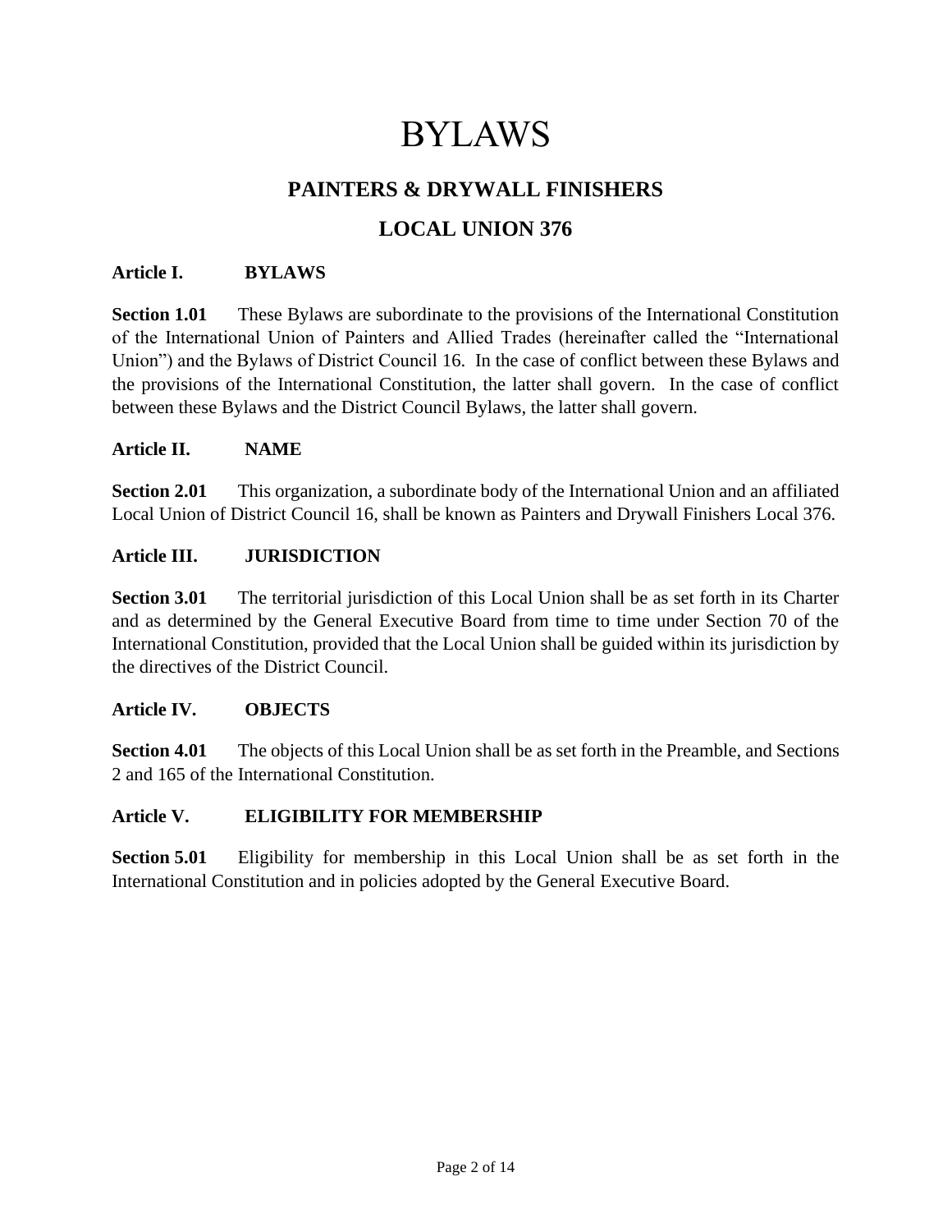# BYLAWS

## PAINTERS & DRYWALL FINISHERS

## LOCAL UNION 376

### Article I. BYLAWS

**Section 1.01** These Bylaws are subordinate to the provisions of the International Constitution of the International Union of Painters and Allied Trades (hereinafter called the "International Union") and the Bylaws of District Council 16. In the case of conflict between these Bylaws and the provisions of the International Constitution, the latter shall govern. In the case of conflict between these Bylaws and the District Council Bylaws, the latter shall govern.

### Article II. NAME

**Section 2.01** This organization, a subordinate body of the International Union and an affiliated Local Union of District Council 16, shall be known as Painters and Drywall Finishers Local 376.

### Article III. JURISDICTION

**Section 3.01** The territorial jurisdiction of this Local Union shall be as set forth in its Charter and as determined by the General Executive Board from time to time under Section 70 of the International Constitution, provided that the Local Union shall be guided within its jurisdiction by the directives of the District Council.

### Article IV. OBJECTS

**Section 4.01** The objects of this Local Union shall be as set forth in the Preamble, and Sections 2 and 165 of the International Constitution.

### Article V. ELIGIBILITY FOR MEMBERSHIP

**Section 5.01** Eligibility for membership in this Local Union shall be as set forth in the International Constitution and in policies adopted by the General Executive Board.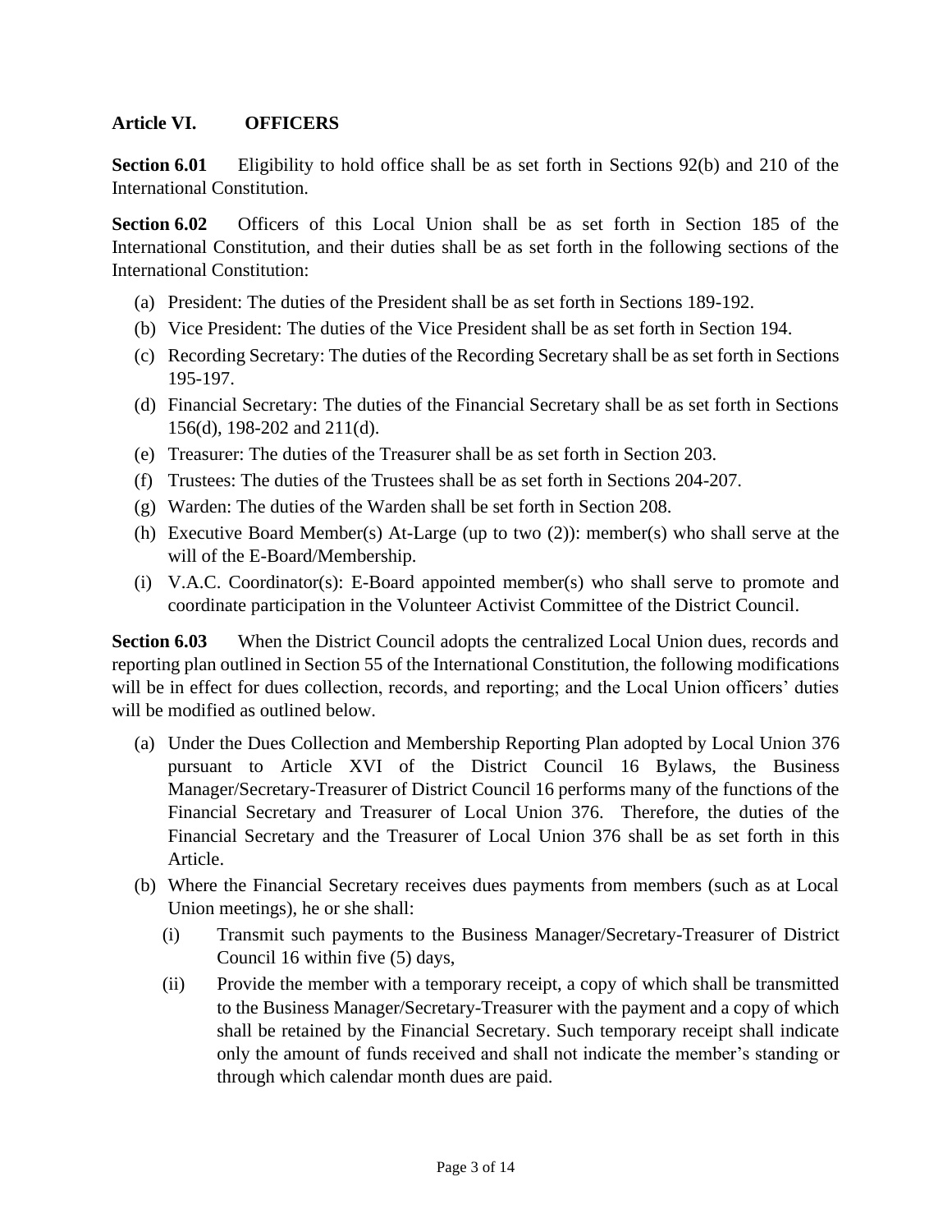## Article VI. OFFICERS

**Section 6.01** Eligibility to hold office shall be as set forth in Sections 92(b) and 210 of the International Constitution.

**Section 6.02** Officers of this Local Union shall be as set forth in Section 185 of the International Constitution, and their duties shall be as set forth in the following sections of the International Constitution:

(a) President: The duties of the President shall be as set forth in Sections 189-192.

(b) Vice President: The duties of the Vice President shall be as set forth in Section 194.

(c) Recording Secretary: The duties of the Recording Secretary shall be as set forth in Sections 195-197.

(d) Financial Secretary: The duties of the Financial Secretary shall be as set forth in Sections 156(d), 198-202 and 211(d).

(e) Treasurer: The duties of the Treasurer shall be as set forth in Section 203.

(f) Trustees: The duties of the Trustees shall be as set forth in Sections 204-207.

(g) Warden: The duties of the Warden shall be set forth in Section 208.

(h) Executive Board Member(s) At-Large (up to two (2)): member(s) who shall serve at the will of the E-Board/Membership.

(i) V.A.C. Coordinator(s): E-Board appointed member(s) who shall serve to promote and coordinate participation in the Volunteer Activist Committee of the District Council.

**Section 6.03** When the District Council adopts the centralized Local Union dues, records and reporting plan outlined in Section 55 of the International Constitution, the following modifications will be in effect for dues collection, records, and reporting; and the Local Union officers' duties will be modified as outlined below.

(a) Under the Dues Collection and Membership Reporting Plan adopted by Local Union 376 pursuant to Article XVI of the District Council 16 Bylaws, the Business Manager/Secretary-Treasurer of District Council 16 performs many of the functions of the Financial Secretary and Treasurer of Local Union 376. Therefore, the duties of the Financial Secretary and the Treasurer of Local Union 376 shall be as set forth in this Article.

(b) Where the Financial Secretary receives dues payments from members (such as at Local Union meetings), he or she shall:

   (i) Transmit such payments to the Business Manager/Secretary-Treasurer of District Council 16 within five (5) days,

   (ii) Provide the member with a temporary receipt, a copy of which shall be transmitted to the Business Manager/Secretary-Treasurer with the payment and a copy of which shall be retained by the Financial Secretary. Such temporary receipt shall indicate only the amount of funds received and shall not indicate the member's standing or through which calendar month dues are paid.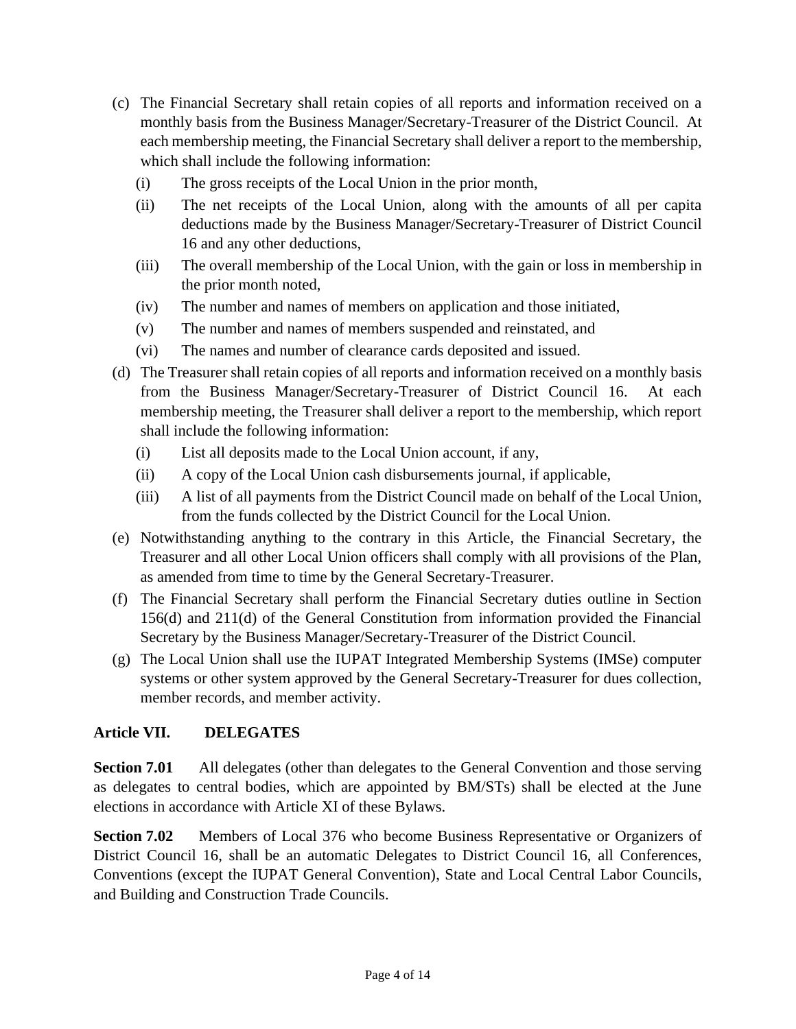(c) The Financial Secretary shall retain copies of all reports and information received on a monthly basis from the Business Manager/Secretary-Treasurer of the District Council. At each membership meeting, the Financial Secretary shall deliver a report to the membership, which shall include the following information:

   (i) The gross receipts of the Local Union in the prior month,

   (ii) The net receipts of the Local Union, along with the amounts of all per capita deductions made by the Business Manager/Secretary-Treasurer of District Council 16 and any other deductions,

   (iii) The overall membership of the Local Union, with the gain or loss in membership in the prior month noted,

   (iv) The number and names of members on application and those initiated,

   (v) The number and names of members suspended and reinstated, and

   (vi) The names and number of clearance cards deposited and issued.

(d) The Treasurer shall retain copies of all reports and information received on a monthly basis from the Business Manager/Secretary-Treasurer of District Council 16. At each membership meeting, the Treasurer shall deliver a report to the membership, which report shall include the following information:

   (i) List all deposits made to the Local Union account, if any,

   (ii) A copy of the Local Union cash disbursements journal, if applicable,

   (iii) A list of all payments from the District Council made on behalf of the Local Union, from the funds collected by the District Council for the Local Union.

(e) Notwithstanding anything to the contrary in this Article, the Financial Secretary, the Treasurer and all other Local Union officers shall comply with all provisions of the Plan, as amended from time to time by the General Secretary-Treasurer.

(f) The Financial Secretary shall perform the Financial Secretary duties outline in Section 156(d) and 211(d) of the General Constitution from information provided the Financial Secretary by the Business Manager/Secretary-Treasurer of the District Council.

(g) The Local Union shall use the IUPAT Integrated Membership Systems (IMSe) computer systems or other system approved by the General Secretary-Treasurer for dues collection, member records, and member activity.

## Article VII. DELEGATES

**Section 7.01** All delegates (other than delegates to the General Convention and those serving as delegates to central bodies, which are appointed by BM/STs) shall be elected at the June elections in accordance with Article XI of these Bylaws.

**Section 7.02** Members of Local 376 who become Business Representative or Organizers of District Council 16, shall be an automatic Delegates to District Council 16, all Conferences, Conventions (except the IUPAT General Convention), State and Local Central Labor Councils, and Building and Construction Trade Councils.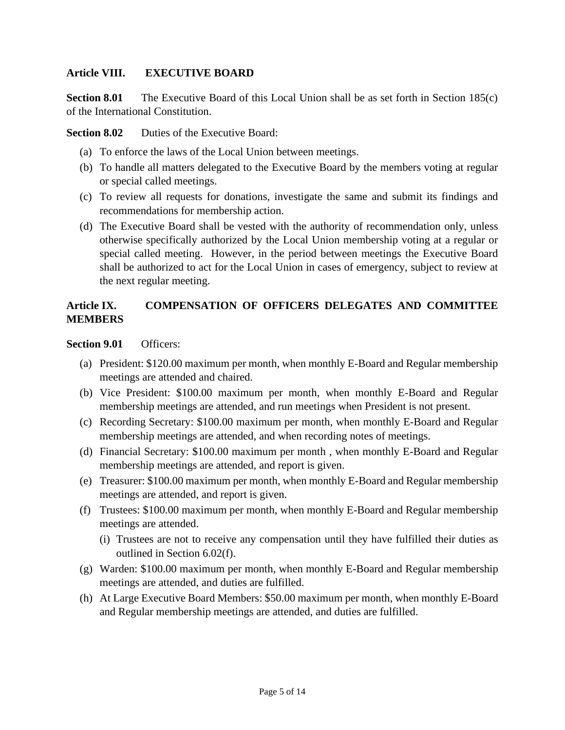## Article VIII. EXECUTIVE BOARD

**Section 8.01** The Executive Board of this Local Union shall be as set forth in Section 185(c) of the International Constitution.

**Section 8.02** Duties of the Executive Board:

(a) To enforce the laws of the Local Union between meetings.

(b) To handle all matters delegated to the Executive Board by the members voting at regular or special called meetings.

(c) To review all requests for donations, investigate the same and submit its findings and recommendations for membership action.

(d) The Executive Board shall be vested with the authority of recommendation only, unless otherwise specifically authorized by the Local Union membership voting at a regular or special called meeting. However, in the period between meetings the Executive Board shall be authorized to act for the Local Union in cases of emergency, subject to review at the next regular meeting.

## Article IX. COMPENSATION OF OFFICERS DELEGATES AND COMMITTEE MEMBERS

**Section 9.01** Officers:

(a) President: $120.00 maximum per month, when monthly E-Board and Regular membership meetings are attended and chaired.

(b) Vice President: $100.00 maximum per month, when monthly E-Board and Regular membership meetings are attended, and run meetings when President is not present.

(c) Recording Secretary: $100.00 maximum per month, when monthly E-Board and Regular membership meetings are attended, and when recording notes of meetings.

(d) Financial Secretary: $100.00 maximum per month , when monthly E-Board and Regular membership meetings are attended, and report is given.

(e) Treasurer: $100.00 maximum per month, when monthly E-Board and Regular membership meetings are attended, and report is given.

(f) Trustees: $100.00 maximum per month, when monthly E-Board and Regular membership meetings are attended.

   (i) Trustees are not to receive any compensation until they have fulfilled their duties as outlined in Section 6.02(f).

(g) Warden: $100.00 maximum per month, when monthly E-Board and Regular membership meetings are attended, and duties are fulfilled.

(h) At Large Executive Board Members: $50.00 maximum per month, when monthly E-Board and Regular membership meetings are attended, and duties are fulfilled.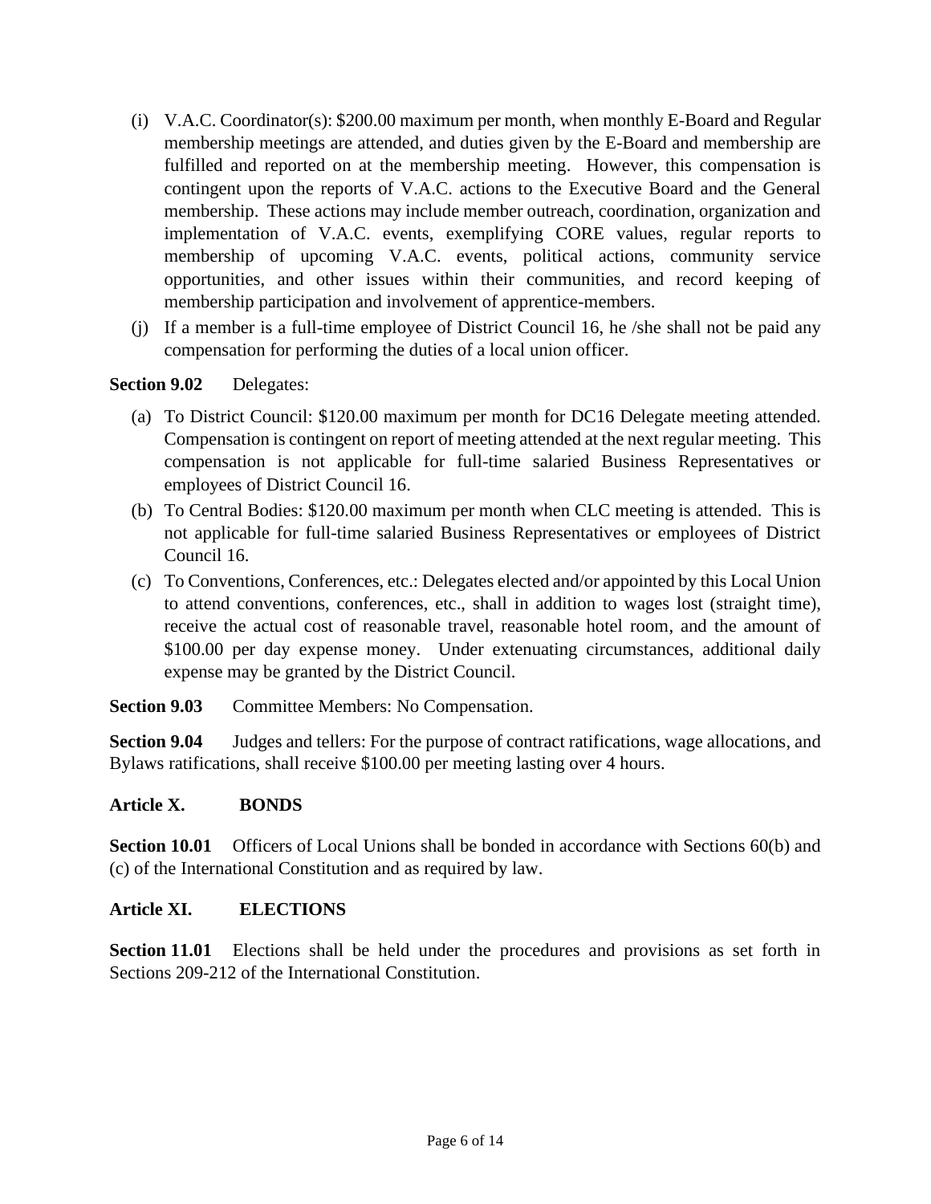(i) V.A.C. Coordinator(s): $200.00 maximum per month, when monthly E-Board and Regular membership meetings are attended, and duties given by the E-Board and membership are fulfilled and reported on at the membership meeting. However, this compensation is contingent upon the reports of V.A.C. actions to the Executive Board and the General membership. These actions may include member outreach, coordination, organization and implementation of V.A.C. events, exemplifying CORE values, regular reports to membership of upcoming V.A.C. events, political actions, community service opportunities, and other issues within their communities, and record keeping of membership participation and involvement of apprentice-members.

(j) If a member is a full-time employee of District Council 16, he /she shall not be paid any compensation for performing the duties of a local union officer.

**Section 9.02** Delegates:

(a) To District Council: $120.00 maximum per month for DC16 Delegate meeting attended. Compensation is contingent on report of meeting attended at the next regular meeting. This compensation is not applicable for full-time salaried Business Representatives or employees of District Council 16.

(b) To Central Bodies: $120.00 maximum per month when CLC meeting is attended. This is not applicable for full-time salaried Business Representatives or employees of District Council 16.

(c) To Conventions, Conferences, etc.: Delegates elected and/or appointed by this Local Union to attend conventions, conferences, etc., shall in addition to wages lost (straight time), receive the actual cost of reasonable travel, reasonable hotel room, and the amount of $100.00 per day expense money. Under extenuating circumstances, additional daily expense may be granted by the District Council.

**Section 9.03** Committee Members: No Compensation.

**Section 9.04** Judges and tellers: For the purpose of contract ratifications, wage allocations, and Bylaws ratifications, shall receive $100.00 per meeting lasting over 4 hours.

## Article X. BONDS

**Section 10.01** Officers of Local Unions shall be bonded in accordance with Sections 60(b) and (c) of the International Constitution and as required by law.

## Article XI. ELECTIONS

**Section 11.01** Elections shall be held under the procedures and provisions as set forth in Sections 209-212 of the International Constitution.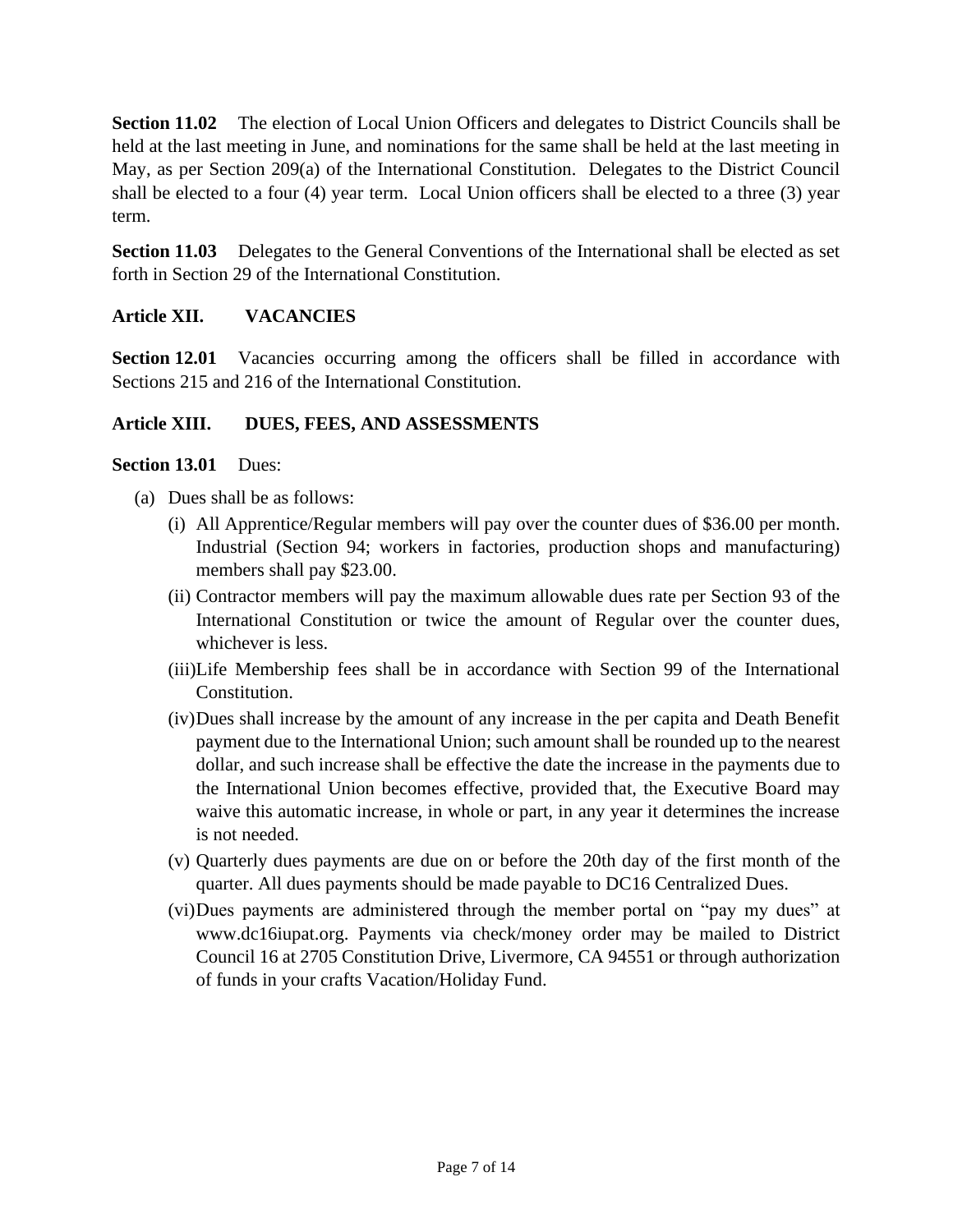**Section 11.02** The election of Local Union Officers and delegates to District Councils shall be held at the last meeting in June, and nominations for the same shall be held at the last meeting in May, as per Section 209(a) of the International Constitution. Delegates to the District Council shall be elected to a four (4) year term. Local Union officers shall be elected to a three (3) year term.

**Section 11.03** Delegates to the General Conventions of the International shall be elected as set forth in Section 29 of the International Constitution.

## Article XII. VACANCIES

**Section 12.01** Vacancies occurring among the officers shall be filled in accordance with Sections 215 and 216 of the International Constitution.

## Article XIII. DUES, FEES, AND ASSESSMENTS

**Section 13.01** Dues:

(a) Dues shall be as follows:

  (i) All Apprentice/Regular members will pay over the counter dues of $36.00 per month. Industrial (Section 94; workers in factories, production shops and manufacturing) members shall pay $23.00.

  (ii) Contractor members will pay the maximum allowable dues rate per Section 93 of the International Constitution or twice the amount of Regular over the counter dues, whichever is less.

  (iii) Life Membership fees shall be in accordance with Section 99 of the International Constitution.

  (iv) Dues shall increase by the amount of any increase in the per capita and Death Benefit payment due to the International Union; such amount shall be rounded up to the nearest dollar, and such increase shall be effective the date the increase in the payments due to the International Union becomes effective, provided that, the Executive Board may waive this automatic increase, in whole or part, in any year it determines the increase is not needed.

  (v) Quarterly dues payments are due on or before the 20th day of the first month of the quarter. All dues payments should be made payable to DC16 Centralized Dues.

  (vi) Dues payments are administered through the member portal on "pay my dues" at www.dc16iupat.org. Payments via check/money order may be mailed to District Council 16 at 2705 Constitution Drive, Livermore, CA 94551 or through authorization of funds in your crafts Vacation/Holiday Fund.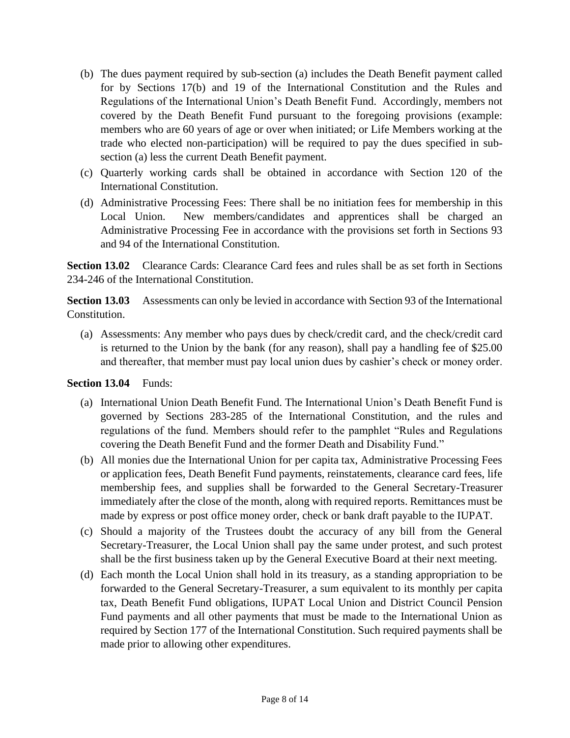(b) The dues payment required by sub-section (a) includes the Death Benefit payment called for by Sections 17(b) and 19 of the International Constitution and the Rules and Regulations of the International Union's Death Benefit Fund. Accordingly, members not covered by the Death Benefit Fund pursuant to the foregoing provisions (example: members who are 60 years of age or over when initiated; or Life Members working at the trade who elected non-participation) will be required to pay the dues specified in sub-section (a) less the current Death Benefit payment.

(c) Quarterly working cards shall be obtained in accordance with Section 120 of the International Constitution.

(d) Administrative Processing Fees: There shall be no initiation fees for membership in this Local Union. New members/candidates and apprentices shall be charged an Administrative Processing Fee in accordance with the provisions set forth in Sections 93 and 94 of the International Constitution.

**Section 13.02** Clearance Cards: Clearance Card fees and rules shall be as set forth in Sections 234-246 of the International Constitution.

**Section 13.03** Assessments can only be levied in accordance with Section 93 of the International Constitution.

(a) Assessments: Any member who pays dues by check/credit card, and the check/credit card is returned to the Union by the bank (for any reason), shall pay a handling fee of $25.00 and thereafter, that member must pay local union dues by cashier's check or money order.

**Section 13.04** Funds:

(a) International Union Death Benefit Fund. The International Union's Death Benefit Fund is governed by Sections 283-285 of the International Constitution, and the rules and regulations of the fund. Members should refer to the pamphlet "Rules and Regulations covering the Death Benefit Fund and the former Death and Disability Fund."

(b) All monies due the International Union for per capita tax, Administrative Processing Fees or application fees, Death Benefit Fund payments, reinstatements, clearance card fees, life membership fees, and supplies shall be forwarded to the General Secretary-Treasurer immediately after the close of the month, along with required reports. Remittances must be made by express or post office money order, check or bank draft payable to the IUPAT.

(c) Should a majority of the Trustees doubt the accuracy of any bill from the General Secretary-Treasurer, the Local Union shall pay the same under protest, and such protest shall be the first business taken up by the General Executive Board at their next meeting.

(d) Each month the Local Union shall hold in its treasury, as a standing appropriation to be forwarded to the General Secretary-Treasurer, a sum equivalent to its monthly per capita tax, Death Benefit Fund obligations, IUPAT Local Union and District Council Pension Fund payments and all other payments that must be made to the International Union as required by Section 177 of the International Constitution. Such required payments shall be made prior to allowing other expenditures.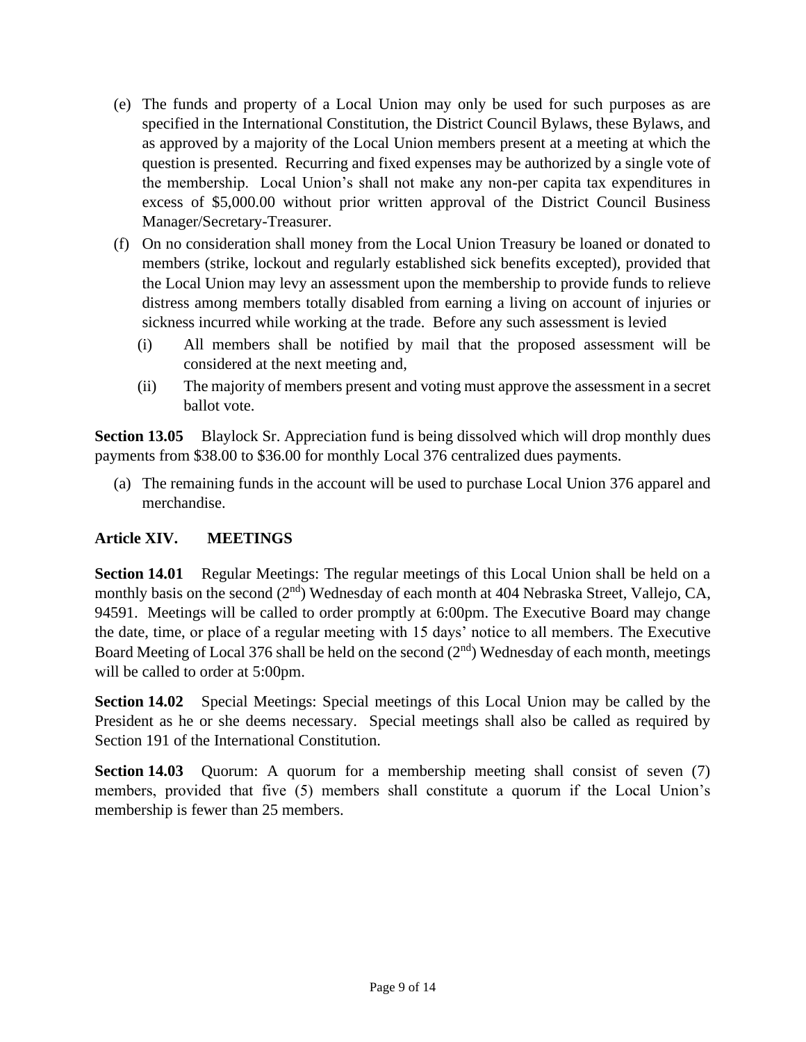(e) The funds and property of a Local Union may only be used for such purposes as are specified in the International Constitution, the District Council Bylaws, these Bylaws, and as approved by a majority of the Local Union members present at a meeting at which the question is presented. Recurring and fixed expenses may be authorized by a single vote of the membership. Local Union's shall not make any non-per capita tax expenditures in excess of $5,000.00 without prior written approval of the District Council Business Manager/Secretary-Treasurer.

(f) On no consideration shall money from the Local Union Treasury be loaned or donated to members (strike, lockout and regularly established sick benefits excepted), provided that the Local Union may levy an assessment upon the membership to provide funds to relieve distress among members totally disabled from earning a living on account of injuries or sickness incurred while working at the trade. Before any such assessment is levied

  (i) All members shall be notified by mail that the proposed assessment will be considered at the next meeting and,

  (ii) The majority of members present and voting must approve the assessment in a secret ballot vote.

**Section 13.05** Blaylock Sr. Appreciation fund is being dissolved which will drop monthly dues payments from $38.00 to $36.00 for monthly Local 376 centralized dues payments.

(a) The remaining funds in the account will be used to purchase Local Union 376 apparel and merchandise.

## Article XIV. MEETINGS

**Section 14.01** Regular Meetings: The regular meetings of this Local Union shall be held on a monthly basis on the second (2nd) Wednesday of each month at 404 Nebraska Street, Vallejo, CA, 94591. Meetings will be called to order promptly at 6:00pm. The Executive Board may change the date, time, or place of a regular meeting with 15 days' notice to all members. The Executive Board Meeting of Local 376 shall be held on the second (2nd) Wednesday of each month, meetings will be called to order at 5:00pm.

**Section 14.02** Special Meetings: Special meetings of this Local Union may be called by the President as he or she deems necessary. Special meetings shall also be called as required by Section 191 of the International Constitution.

**Section 14.03** Quorum: A quorum for a membership meeting shall consist of seven (7) members, provided that five (5) members shall constitute a quorum if the Local Union's membership is fewer than 25 members.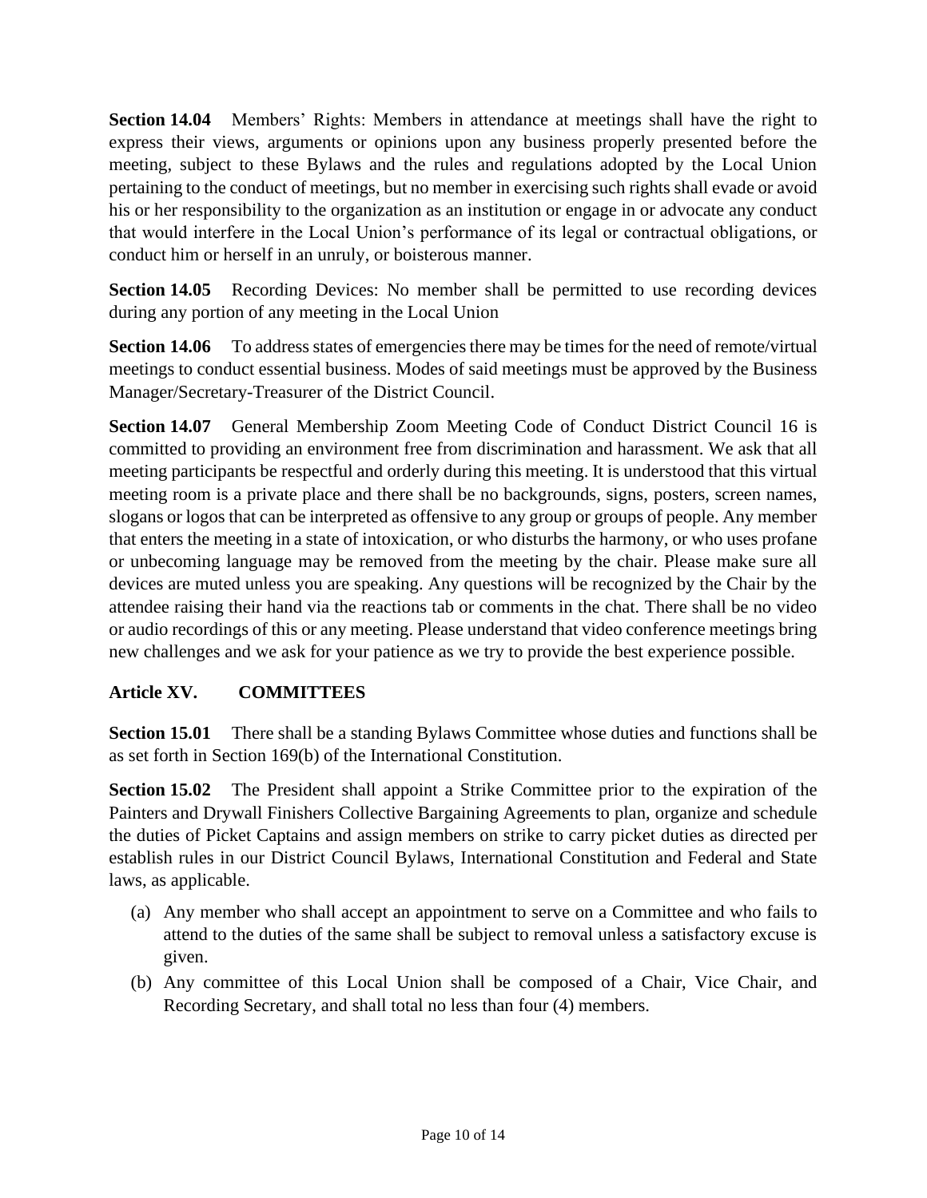**Section 14.04** Members' Rights: Members in attendance at meetings shall have the right to express their views, arguments or opinions upon any business properly presented before the meeting, subject to these Bylaws and the rules and regulations adopted by the Local Union pertaining to the conduct of meetings, but no member in exercising such rights shall evade or avoid his or her responsibility to the organization as an institution or engage in or advocate any conduct that would interfere in the Local Union's performance of its legal or contractual obligations, or conduct him or herself in an unruly, or boisterous manner.

**Section 14.05** Recording Devices: No member shall be permitted to use recording devices during any portion of any meeting in the Local Union

**Section 14.06** To address states of emergencies there may be times for the need of remote/virtual meetings to conduct essential business. Modes of said meetings must be approved by the Business Manager/Secretary-Treasurer of the District Council.

**Section 14.07** General Membership Zoom Meeting Code of Conduct District Council 16 is committed to providing an environment free from discrimination and harassment. We ask that all meeting participants be respectful and orderly during this meeting. It is understood that this virtual meeting room is a private place and there shall be no backgrounds, signs, posters, screen names, slogans or logos that can be interpreted as offensive to any group or groups of people. Any member that enters the meeting in a state of intoxication, or who disturbs the harmony, or who uses profane or unbecoming language may be removed from the meeting by the chair. Please make sure all devices are muted unless you are speaking. Any questions will be recognized by the Chair by the attendee raising their hand via the reactions tab or comments in the chat. There shall be no video or audio recordings of this or any meeting. Please understand that video conference meetings bring new challenges and we ask for your patience as we try to provide the best experience possible.

## Article XV. COMMITTEES

**Section 15.01** There shall be a standing Bylaws Committee whose duties and functions shall be as set forth in Section 169(b) of the International Constitution.

**Section 15.02** The President shall appoint a Strike Committee prior to the expiration of the Painters and Drywall Finishers Collective Bargaining Agreements to plan, organize and schedule the duties of Picket Captains and assign members on strike to carry picket duties as directed per establish rules in our District Council Bylaws, International Constitution and Federal and State laws, as applicable.

(a) Any member who shall accept an appointment to serve on a Committee and who fails to attend to the duties of the same shall be subject to removal unless a satisfactory excuse is given.

(b) Any committee of this Local Union shall be composed of a Chair, Vice Chair, and Recording Secretary, and shall total no less than four (4) members.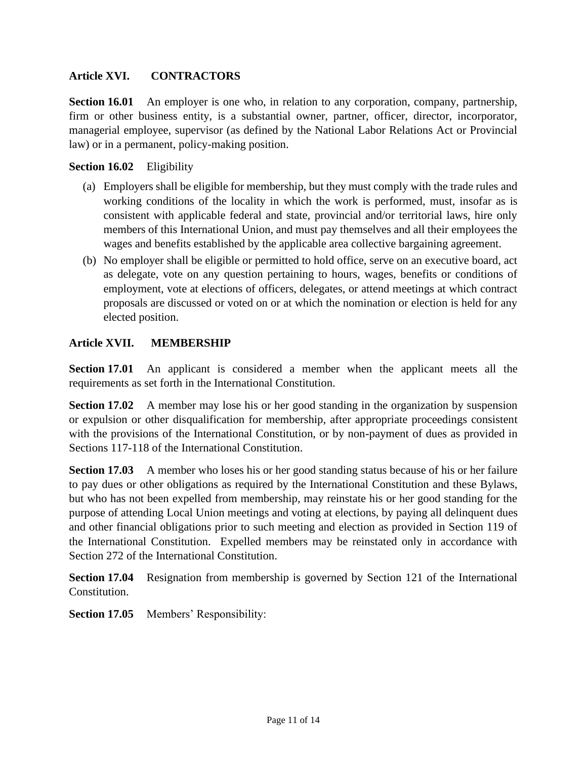## Article XVI. CONTRACTORS

**Section 16.01** An employer is one who, in relation to any corporation, company, partnership, firm or other business entity, is a substantial owner, partner, officer, director, incorporator, managerial employee, supervisor (as defined by the National Labor Relations Act or Provincial law) or in a permanent, policy-making position.

**Section 16.02** Eligibility

(a) Employers shall be eligible for membership, but they must comply with the trade rules and working conditions of the locality in which the work is performed, must, insofar as is consistent with applicable federal and state, provincial and/or territorial laws, hire only members of this International Union, and must pay themselves and all their employees the wages and benefits established by the applicable area collective bargaining agreement.

(b) No employer shall be eligible or permitted to hold office, serve on an executive board, act as delegate, vote on any question pertaining to hours, wages, benefits or conditions of employment, vote at elections of officers, delegates, or attend meetings at which contract proposals are discussed or voted on or at which the nomination or election is held for any elected position.

## Article XVII. MEMBERSHIP

**Section 17.01** An applicant is considered a member when the applicant meets all the requirements as set forth in the International Constitution.

**Section 17.02** A member may lose his or her good standing in the organization by suspension or expulsion or other disqualification for membership, after appropriate proceedings consistent with the provisions of the International Constitution, or by non-payment of dues as provided in Sections 117-118 of the International Constitution.

**Section 17.03** A member who loses his or her good standing status because of his or her failure to pay dues or other obligations as required by the International Constitution and these Bylaws, but who has not been expelled from membership, may reinstate his or her good standing for the purpose of attending Local Union meetings and voting at elections, by paying all delinquent dues and other financial obligations prior to such meeting and election as provided in Section 119 of the International Constitution. Expelled members may be reinstated only in accordance with Section 272 of the International Constitution.

**Section 17.04** Resignation from membership is governed by Section 121 of the International Constitution.

**Section 17.05** Members' Responsibility: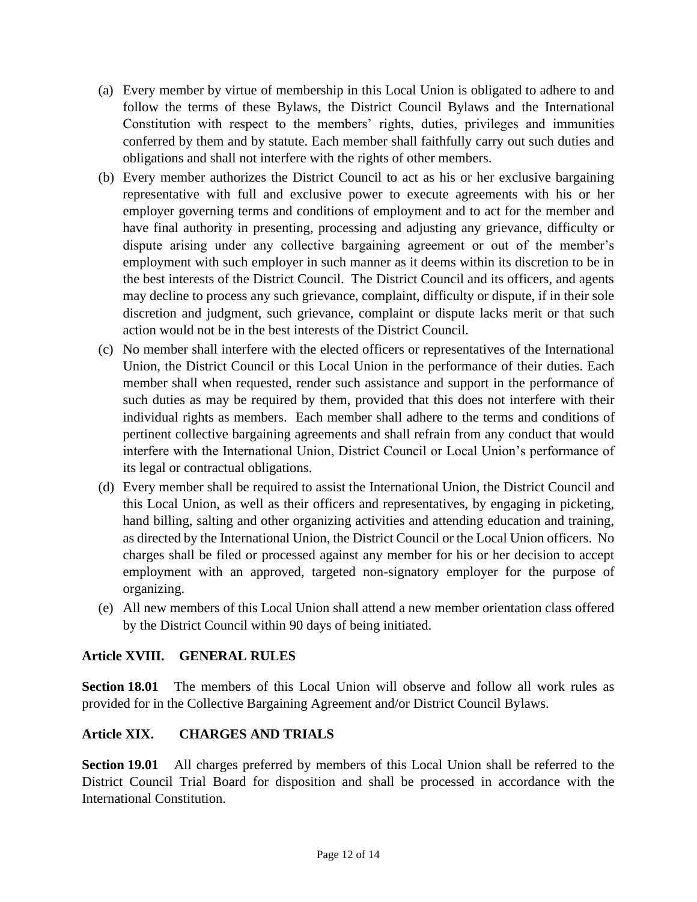(a) Every member by virtue of membership in this Local Union is obligated to adhere to and follow the terms of these Bylaws, the District Council Bylaws and the International Constitution with respect to the members' rights, duties, privileges and immunities conferred by them and by statute. Each member shall faithfully carry out such duties and obligations and shall not interfere with the rights of other members.

(b) Every member authorizes the District Council to act as his or her exclusive bargaining representative with full and exclusive power to execute agreements with his or her employer governing terms and conditions of employment and to act for the member and have final authority in presenting, processing and adjusting any grievance, difficulty or dispute arising under any collective bargaining agreement or out of the member's employment with such employer in such manner as it deems within its discretion to be in the best interests of the District Council. The District Council and its officers, and agents may decline to process any such grievance, complaint, difficulty or dispute, if in their sole discretion and judgment, such grievance, complaint or dispute lacks merit or that such action would not be in the best interests of the District Council.

(c) No member shall interfere with the elected officers or representatives of the International Union, the District Council or this Local Union in the performance of their duties. Each member shall when requested, render such assistance and support in the performance of such duties as may be required by them, provided that this does not interfere with their individual rights as members. Each member shall adhere to the terms and conditions of pertinent collective bargaining agreements and shall refrain from any conduct that would interfere with the International Union, District Council or Local Union's performance of its legal or contractual obligations.

(d) Every member shall be required to assist the International Union, the District Council and this Local Union, as well as their officers and representatives, by engaging in picketing, hand billing, salting and other organizing activities and attending education and training, as directed by the International Union, the District Council or the Local Union officers. No charges shall be filed or processed against any member for his or her decision to accept employment with an approved, targeted non-signatory employer for the purpose of organizing.

(e) All new members of this Local Union shall attend a new member orientation class offered by the District Council within 90 days of being initiated.

## Article XVIII. GENERAL RULES

**Section 18.01** The members of this Local Union will observe and follow all work rules as provided for in the Collective Bargaining Agreement and/or District Council Bylaws.

## Article XIX. CHARGES AND TRIALS

**Section 19.01** All charges preferred by members of this Local Union shall be referred to the District Council Trial Board for disposition and shall be processed in accordance with the International Constitution.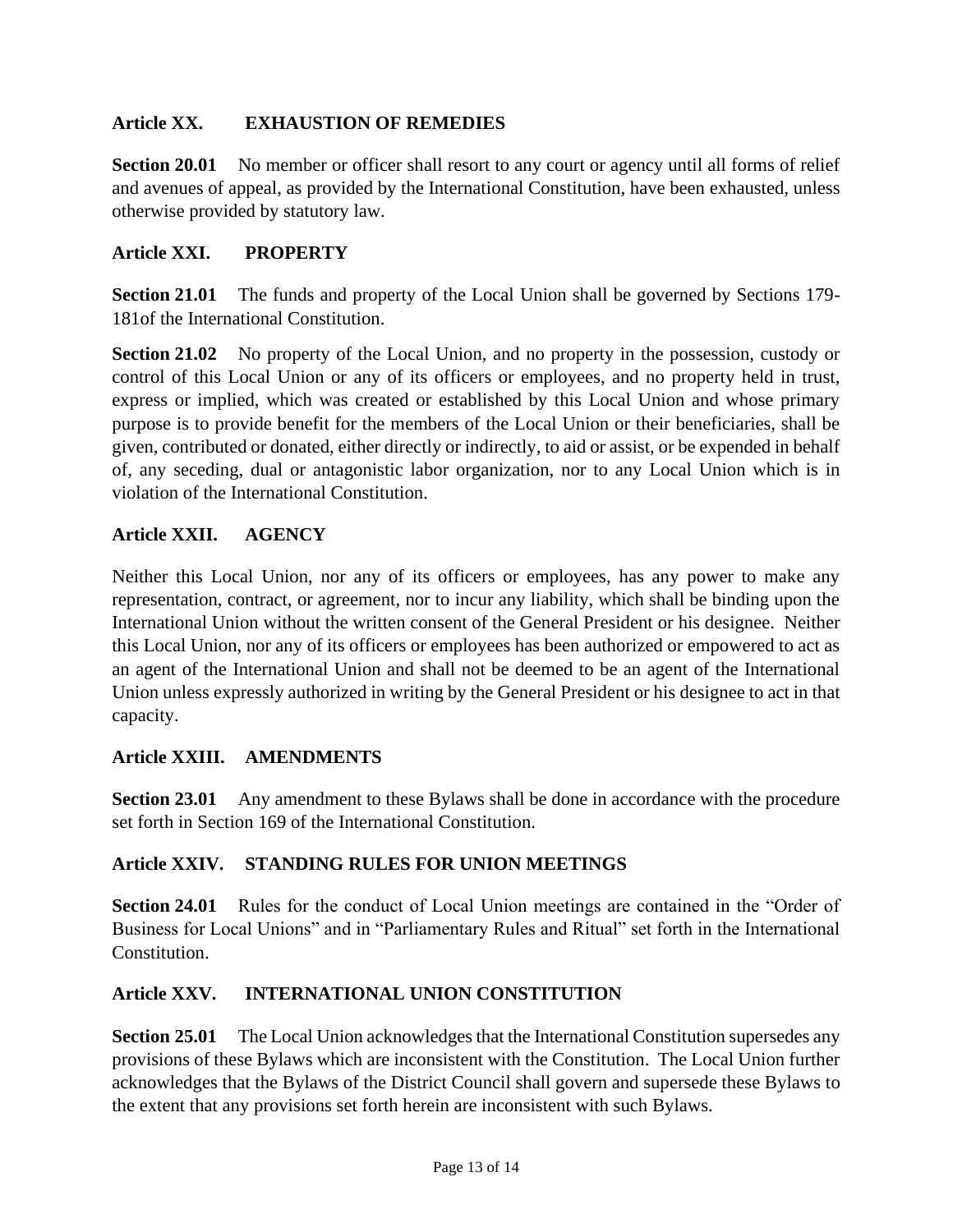## Article XX. EXHAUSTION OF REMEDIES

**Section 20.01** No member or officer shall resort to any court or agency until all forms of relief and avenues of appeal, as provided by the International Constitution, have been exhausted, unless otherwise provided by statutory law.

## Article XXI. PROPERTY

**Section 21.01** The funds and property of the Local Union shall be governed by Sections 179-181of the International Constitution.

**Section 21.02** No property of the Local Union, and no property in the possession, custody or control of this Local Union or any of its officers or employees, and no property held in trust, express or implied, which was created or established by this Local Union and whose primary purpose is to provide benefit for the members of the Local Union or their beneficiaries, shall be given, contributed or donated, either directly or indirectly, to aid or assist, or be expended in behalf of, any seceding, dual or antagonistic labor organization, nor to any Local Union which is in violation of the International Constitution.

## Article XXII. AGENCY

Neither this Local Union, nor any of its officers or employees, has any power to make any representation, contract, or agreement, nor to incur any liability, which shall be binding upon the International Union without the written consent of the General President or his designee. Neither this Local Union, nor any of its officers or employees has been authorized or empowered to act as an agent of the International Union and shall not be deemed to be an agent of the International Union unless expressly authorized in writing by the General President or his designee to act in that capacity.

## Article XXIII. AMENDMENTS

**Section 23.01** Any amendment to these Bylaws shall be done in accordance with the procedure set forth in Section 169 of the International Constitution.

## Article XXIV. STANDING RULES FOR UNION MEETINGS

**Section 24.01** Rules for the conduct of Local Union meetings are contained in the "Order of Business for Local Unions" and in "Parliamentary Rules and Ritual" set forth in the International Constitution.

## Article XXV. INTERNATIONAL UNION CONSTITUTION

**Section 25.01** The Local Union acknowledges that the International Constitution supersedes any provisions of these Bylaws which are inconsistent with the Constitution. The Local Union further acknowledges that the Bylaws of the District Council shall govern and supersede these Bylaws to the extent that any provisions set forth herein are inconsistent with such Bylaws.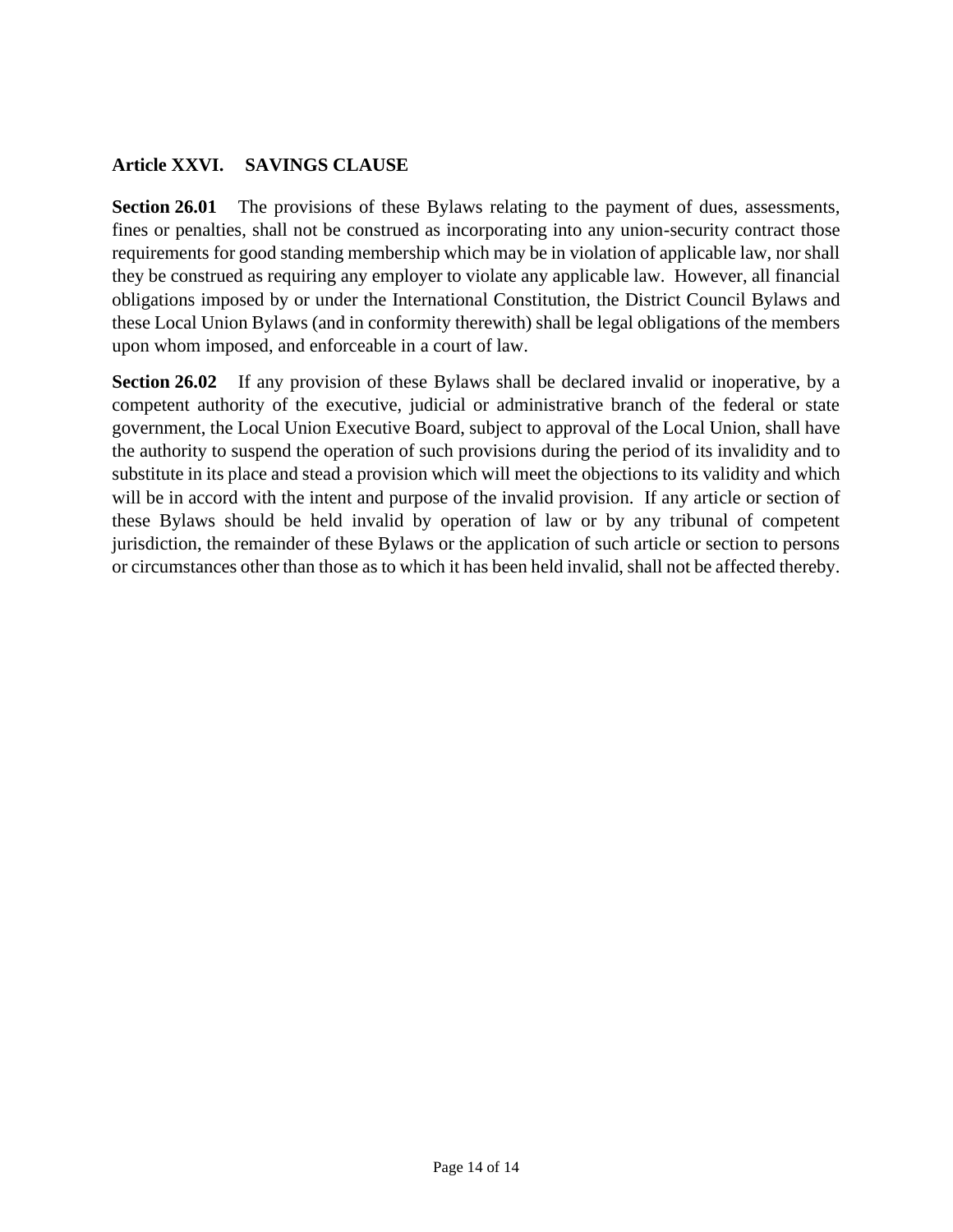## Article XXVI. SAVINGS CLAUSE

**Section 26.01** The provisions of these Bylaws relating to the payment of dues, assessments, fines or penalties, shall not be construed as incorporating into any union-security contract those requirements for good standing membership which may be in violation of applicable law, nor shall they be construed as requiring any employer to violate any applicable law. However, all financial obligations imposed by or under the International Constitution, the District Council Bylaws and these Local Union Bylaws (and in conformity therewith) shall be legal obligations of the members upon whom imposed, and enforceable in a court of law.

**Section 26.02** If any provision of these Bylaws shall be declared invalid or inoperative, by a competent authority of the executive, judicial or administrative branch of the federal or state government, the Local Union Executive Board, subject to approval of the Local Union, shall have the authority to suspend the operation of such provisions during the period of its invalidity and to substitute in its place and stead a provision which will meet the objections to its validity and which will be in accord with the intent and purpose of the invalid provision. If any article or section of these Bylaws should be held invalid by operation of law or by any tribunal of competent jurisdiction, the remainder of these Bylaws or the application of such article or section to persons or circumstances other than those as to which it has been held invalid, shall not be affected thereby.